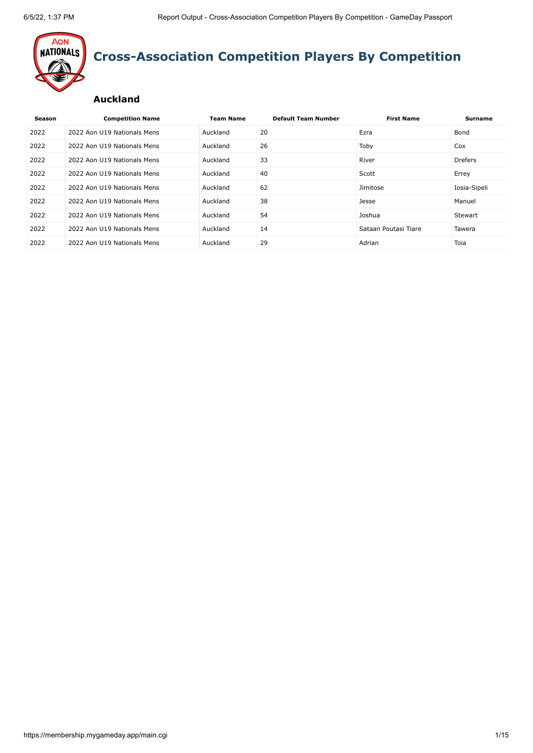# Cross-Association Competition Players By Competition

## Auckland

| Season | Competition Name | Team Name | Default Team Number | First Name | Surname |
|---|---|---|---|---|---|
| 2022 | 2022 Aon U19 Nationals Mens | Auckland | 20 | Ezra | Bond |
| 2022 | 2022 Aon U19 Nationals Mens | Auckland | 26 | Toby | Cox |
| 2022 | 2022 Aon U19 Nationals Mens | Auckland | 33 | River | Drefers |
| 2022 | 2022 Aon U19 Nationals Mens | Auckland | 40 | Scott | Errey |
| 2022 | 2022 Aon U19 Nationals Mens | Auckland | 62 | Jimitose | Iosia-Sipeli |
| 2022 | 2022 Aon U19 Nationals Mens | Auckland | 38 | Jesse | Manuel |
| 2022 | 2022 Aon U19 Nationals Mens | Auckland | 54 | Joshua | Stewart |
| 2022 | 2022 Aon U19 Nationals Mens | Auckland | 14 | Sataan Poutasi Tiare | Tawera |
| 2022 | 2022 Aon U19 Nationals Mens | Auckland | 29 | Adrian | Toia |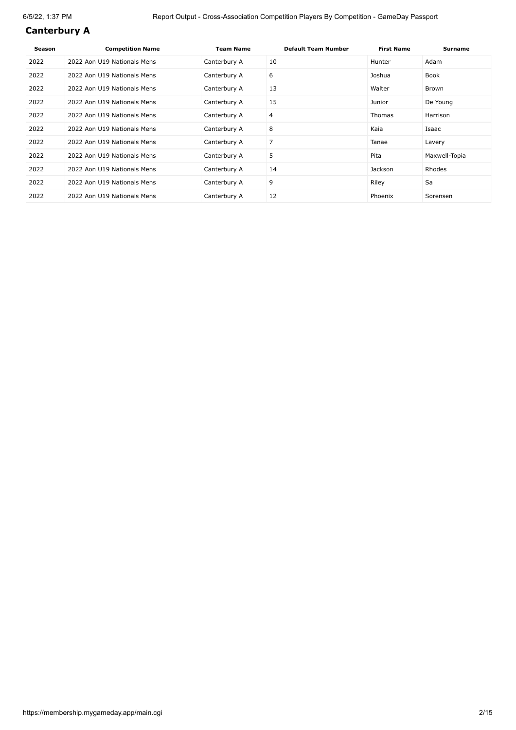## Canterbury A

| Season | Competition Name | Team Name | Default Team Number | First Name | Surname |
|---|---|---|---|---|---|
| 2022 | 2022 Aon U19 Nationals Mens | Canterbury A | 10 | Hunter | Adam |
| 2022 | 2022 Aon U19 Nationals Mens | Canterbury A | 6 | Joshua | Book |
| 2022 | 2022 Aon U19 Nationals Mens | Canterbury A | 13 | Walter | Brown |
| 2022 | 2022 Aon U19 Nationals Mens | Canterbury A | 15 | Junior | De Young |
| 2022 | 2022 Aon U19 Nationals Mens | Canterbury A | 4 | Thomas | Harrison |
| 2022 | 2022 Aon U19 Nationals Mens | Canterbury A | 8 | Kaia | Isaac |
| 2022 | 2022 Aon U19 Nationals Mens | Canterbury A | 7 | Tanae | Lavery |
| 2022 | 2022 Aon U19 Nationals Mens | Canterbury A | 5 | Pita | Maxwell-Topia |
| 2022 | 2022 Aon U19 Nationals Mens | Canterbury A | 14 | Jackson | Rhodes |
| 2022 | 2022 Aon U19 Nationals Mens | Canterbury A | 9 | Riley | Sa |
| 2022 | 2022 Aon U19 Nationals Mens | Canterbury A | 12 | Phoenix | Sorensen |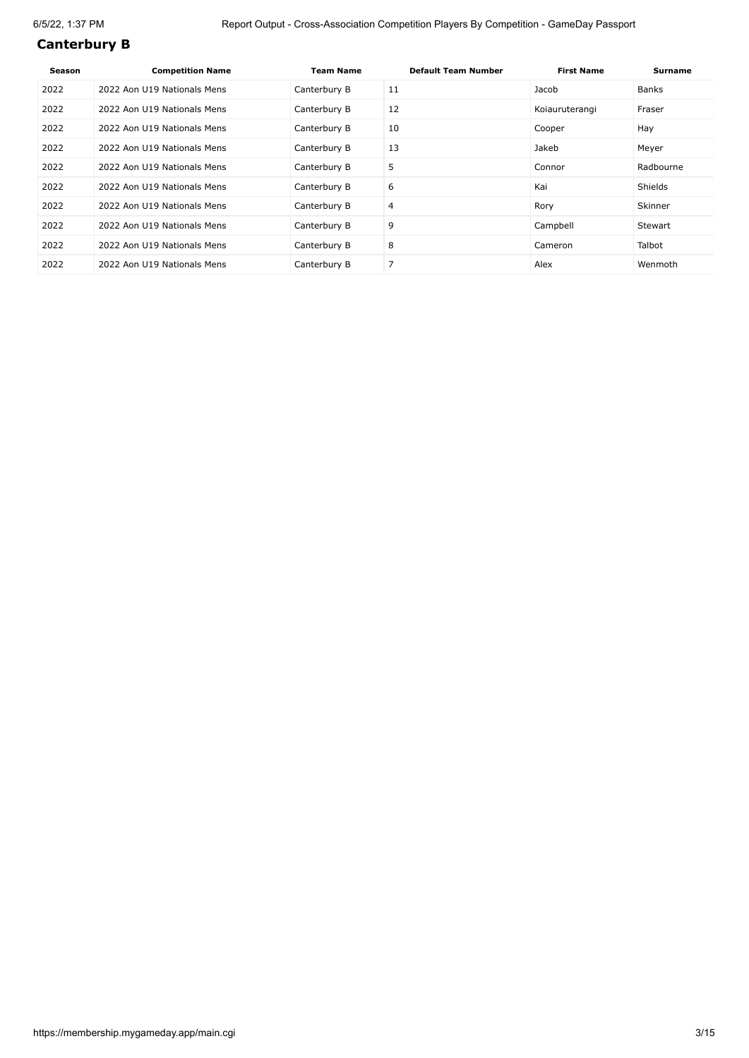## Canterbury B

| Season | Competition Name | Team Name | Default Team Number | First Name | Surname |
|---|---|---|---|---|---|
| 2022 | 2022 Aon U19 Nationals Mens | Canterbury B | 11 | Jacob | Banks |
| 2022 | 2022 Aon U19 Nationals Mens | Canterbury B | 12 | Koiauruterangi | Fraser |
| 2022 | 2022 Aon U19 Nationals Mens | Canterbury B | 10 | Cooper | Hay |
| 2022 | 2022 Aon U19 Nationals Mens | Canterbury B | 13 | Jakeb | Meyer |
| 2022 | 2022 Aon U19 Nationals Mens | Canterbury B | 5 | Connor | Radbourne |
| 2022 | 2022 Aon U19 Nationals Mens | Canterbury B | 6 | Kai | Shields |
| 2022 | 2022 Aon U19 Nationals Mens | Canterbury B | 4 | Rory | Skinner |
| 2022 | 2022 Aon U19 Nationals Mens | Canterbury B | 9 | Campbell | Stewart |
| 2022 | 2022 Aon U19 Nationals Mens | Canterbury B | 8 | Cameron | Talbot |
| 2022 | 2022 Aon U19 Nationals Mens | Canterbury B | 7 | Alex | Wenmoth |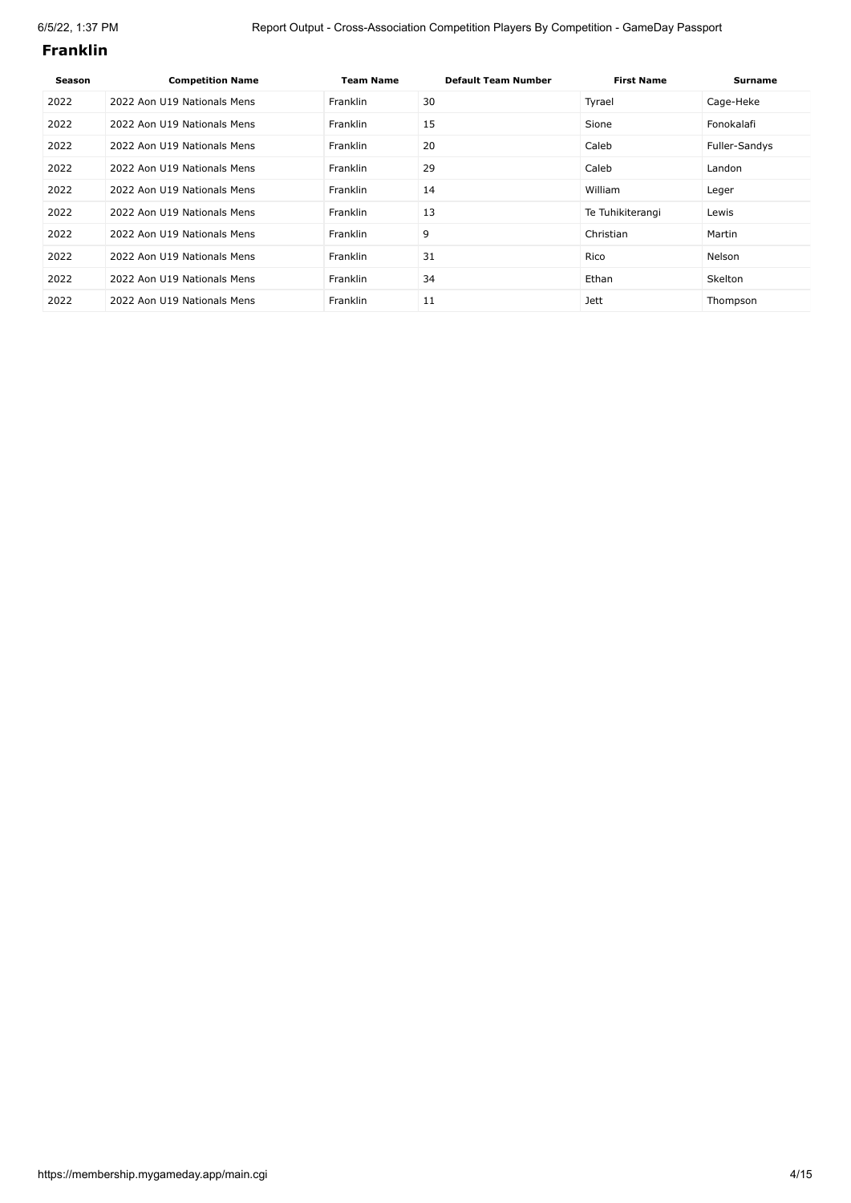## Franklin

| Season | Competition Name | Team Name | Default Team Number | First Name | Surname |
|---|---|---|---|---|---|
| 2022 | 2022 Aon U19 Nationals Mens | Franklin | 30 | Tyrael | Cage-Heke |
| 2022 | 2022 Aon U19 Nationals Mens | Franklin | 15 | Sione | Fonokalafi |
| 2022 | 2022 Aon U19 Nationals Mens | Franklin | 20 | Caleb | Fuller-Sandys |
| 2022 | 2022 Aon U19 Nationals Mens | Franklin | 29 | Caleb | Landon |
| 2022 | 2022 Aon U19 Nationals Mens | Franklin | 14 | William | Leger |
| 2022 | 2022 Aon U19 Nationals Mens | Franklin | 13 | Te Tuhikiterangi | Lewis |
| 2022 | 2022 Aon U19 Nationals Mens | Franklin | 9 | Christian | Martin |
| 2022 | 2022 Aon U19 Nationals Mens | Franklin | 31 | Rico | Nelson |
| 2022 | 2022 Aon U19 Nationals Mens | Franklin | 34 | Ethan | Skelton |
| 2022 | 2022 Aon U19 Nationals Mens | Franklin | 11 | Jett | Thompson |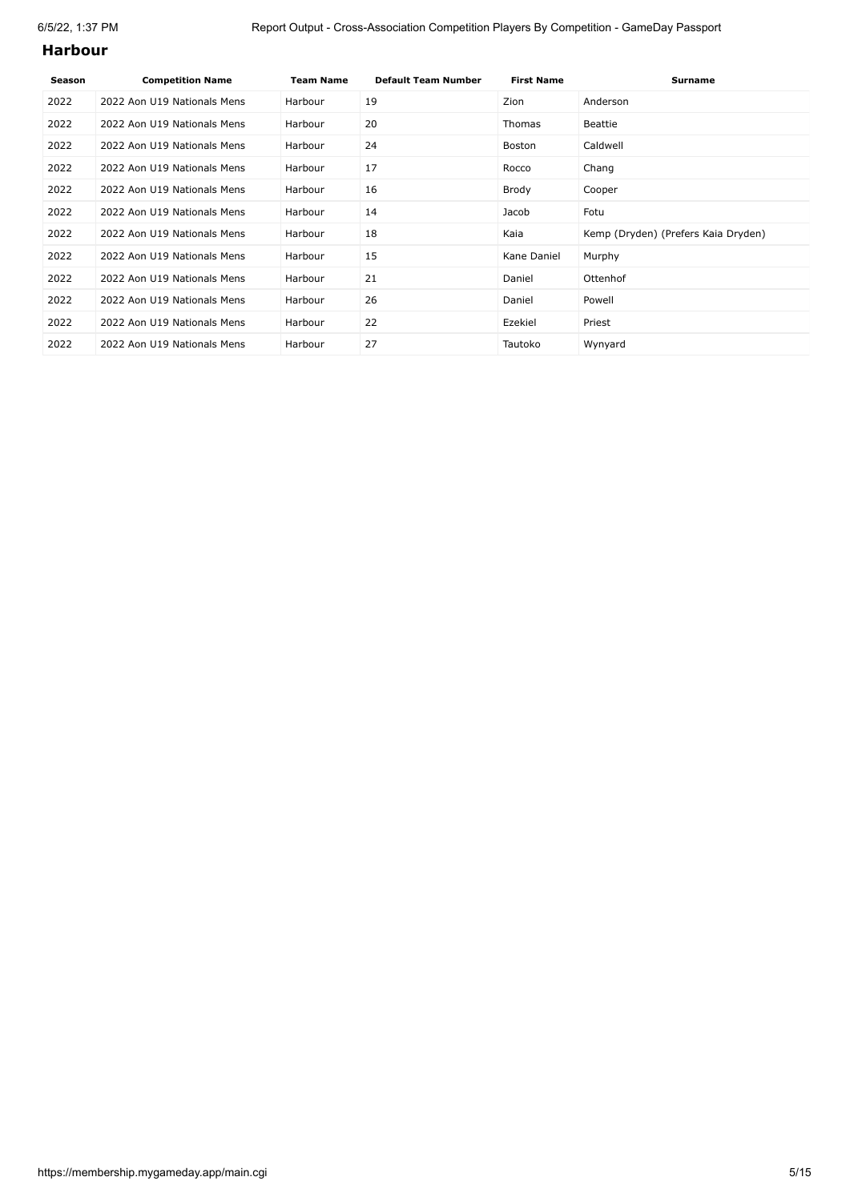## Harbour

| Season | Competition Name | Team Name | Default Team Number | First Name | Surname |
|---|---|---|---|---|---|
| 2022 | 2022 Aon U19 Nationals Mens | Harbour | 19 | Zion | Anderson |
| 2022 | 2022 Aon U19 Nationals Mens | Harbour | 20 | Thomas | Beattie |
| 2022 | 2022 Aon U19 Nationals Mens | Harbour | 24 | Boston | Caldwell |
| 2022 | 2022 Aon U19 Nationals Mens | Harbour | 17 | Rocco | Chang |
| 2022 | 2022 Aon U19 Nationals Mens | Harbour | 16 | Brody | Cooper |
| 2022 | 2022 Aon U19 Nationals Mens | Harbour | 14 | Jacob | Fotu |
| 2022 | 2022 Aon U19 Nationals Mens | Harbour | 18 | Kaia | Kemp (Dryden) (Prefers Kaia Dryden) |
| 2022 | 2022 Aon U19 Nationals Mens | Harbour | 15 | Kane Daniel | Murphy |
| 2022 | 2022 Aon U19 Nationals Mens | Harbour | 21 | Daniel | Ottenhof |
| 2022 | 2022 Aon U19 Nationals Mens | Harbour | 26 | Daniel | Powell |
| 2022 | 2022 Aon U19 Nationals Mens | Harbour | 22 | Ezekiel | Priest |
| 2022 | 2022 Aon U19 Nationals Mens | Harbour | 27 | Tautoko | Wynyard |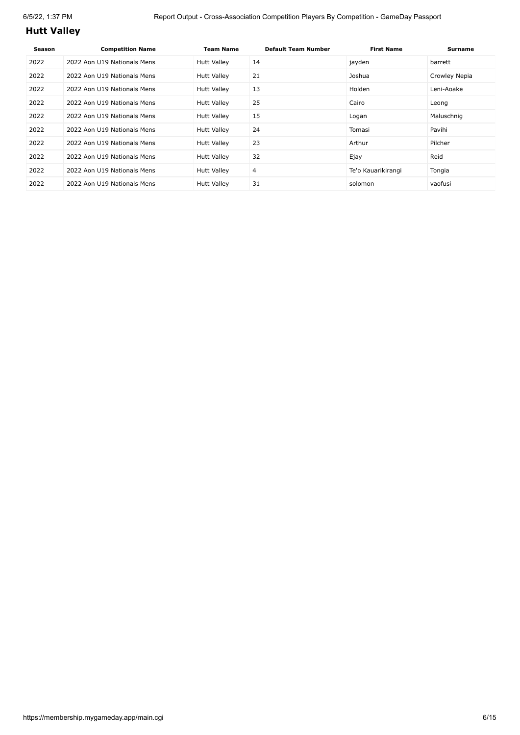## Hutt Valley

| Season | Competition Name | Team Name | Default Team Number | First Name | Surname |
|---|---|---|---|---|---|
| 2022 | 2022 Aon U19 Nationals Mens | Hutt Valley | 14 | jayden | barrett |
| 2022 | 2022 Aon U19 Nationals Mens | Hutt Valley | 21 | Joshua | Crowley Nepia |
| 2022 | 2022 Aon U19 Nationals Mens | Hutt Valley | 13 | Holden | Leni-Aoake |
| 2022 | 2022 Aon U19 Nationals Mens | Hutt Valley | 25 | Cairo | Leong |
| 2022 | 2022 Aon U19 Nationals Mens | Hutt Valley | 15 | Logan | Maluschnig |
| 2022 | 2022 Aon U19 Nationals Mens | Hutt Valley | 24 | Tomasi | Pavihi |
| 2022 | 2022 Aon U19 Nationals Mens | Hutt Valley | 23 | Arthur | Pilcher |
| 2022 | 2022 Aon U19 Nationals Mens | Hutt Valley | 32 | Ejay | Reid |
| 2022 | 2022 Aon U19 Nationals Mens | Hutt Valley | 4 | Te'o Kauarikirangi | Tongia |
| 2022 | 2022 Aon U19 Nationals Mens | Hutt Valley | 31 | solomon | vaofusi |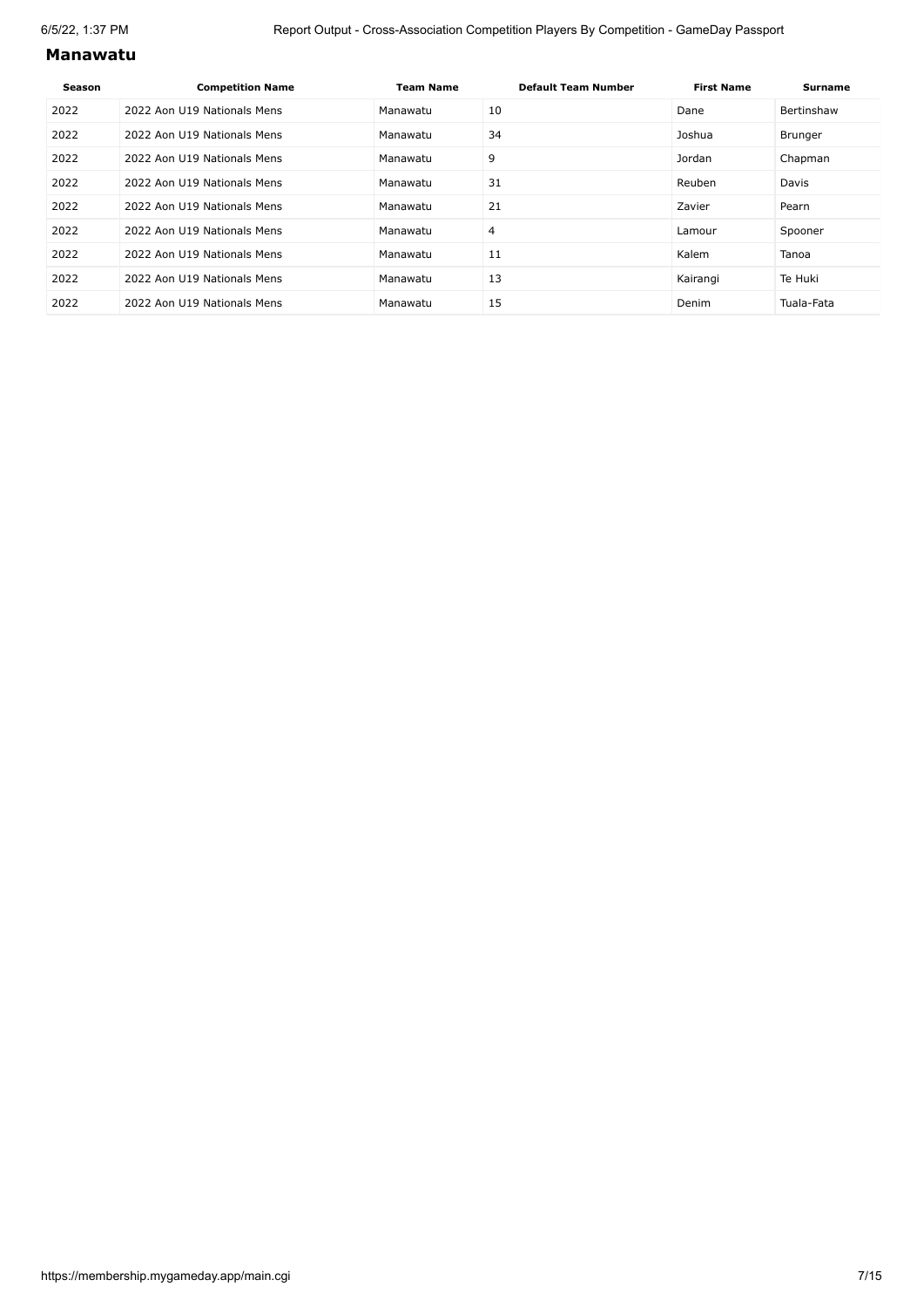## Manawatu

| Season | Competition Name | Team Name | Default Team Number | First Name | Surname |
|---|---|---|---|---|---|
| 2022 | 2022 Aon U19 Nationals Mens | Manawatu | 10 | Dane | Bertinshaw |
| 2022 | 2022 Aon U19 Nationals Mens | Manawatu | 34 | Joshua | Brunger |
| 2022 | 2022 Aon U19 Nationals Mens | Manawatu | 9 | Jordan | Chapman |
| 2022 | 2022 Aon U19 Nationals Mens | Manawatu | 31 | Reuben | Davis |
| 2022 | 2022 Aon U19 Nationals Mens | Manawatu | 21 | Zavier | Pearn |
| 2022 | 2022 Aon U19 Nationals Mens | Manawatu | 4 | Lamour | Spooner |
| 2022 | 2022 Aon U19 Nationals Mens | Manawatu | 11 | Kalem | Tanoa |
| 2022 | 2022 Aon U19 Nationals Mens | Manawatu | 13 | Kairangi | Te Huki |
| 2022 | 2022 Aon U19 Nationals Mens | Manawatu | 15 | Denim | Tuala-Fata |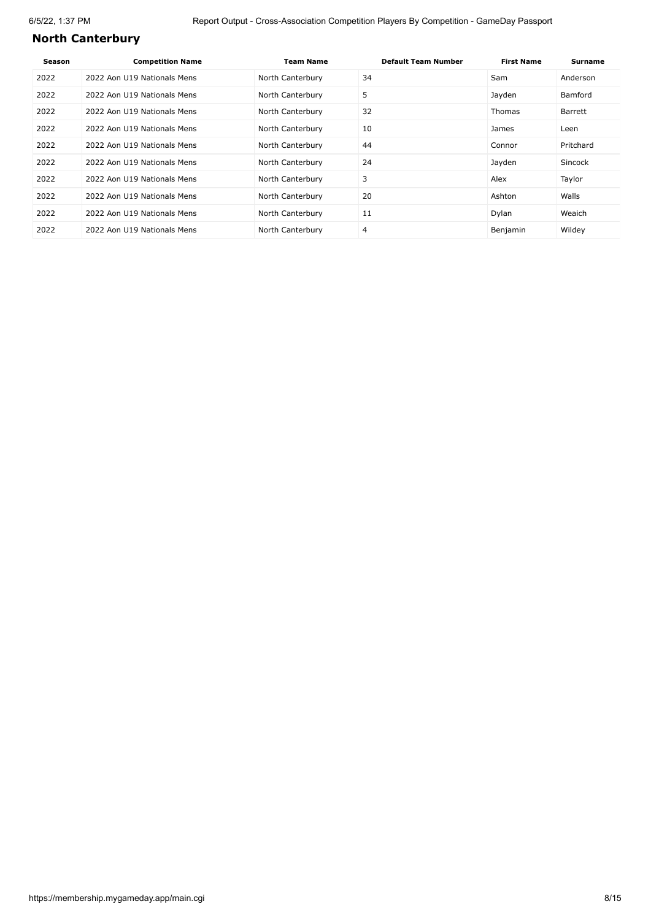## North Canterbury

| Season | Competition Name | Team Name | Default Team Number | First Name | Surname |
|---|---|---|---|---|---|
| 2022 | 2022 Aon U19 Nationals Mens | North Canterbury | 34 | Sam | Anderson |
| 2022 | 2022 Aon U19 Nationals Mens | North Canterbury | 5 | Jayden | Bamford |
| 2022 | 2022 Aon U19 Nationals Mens | North Canterbury | 32 | Thomas | Barrett |
| 2022 | 2022 Aon U19 Nationals Mens | North Canterbury | 10 | James | Leen |
| 2022 | 2022 Aon U19 Nationals Mens | North Canterbury | 44 | Connor | Pritchard |
| 2022 | 2022 Aon U19 Nationals Mens | North Canterbury | 24 | Jayden | Sincock |
| 2022 | 2022 Aon U19 Nationals Mens | North Canterbury | 3 | Alex | Taylor |
| 2022 | 2022 Aon U19 Nationals Mens | North Canterbury | 20 | Ashton | Walls |
| 2022 | 2022 Aon U19 Nationals Mens | North Canterbury | 11 | Dylan | Weaich |
| 2022 | 2022 Aon U19 Nationals Mens | North Canterbury | 4 | Benjamin | Wildey |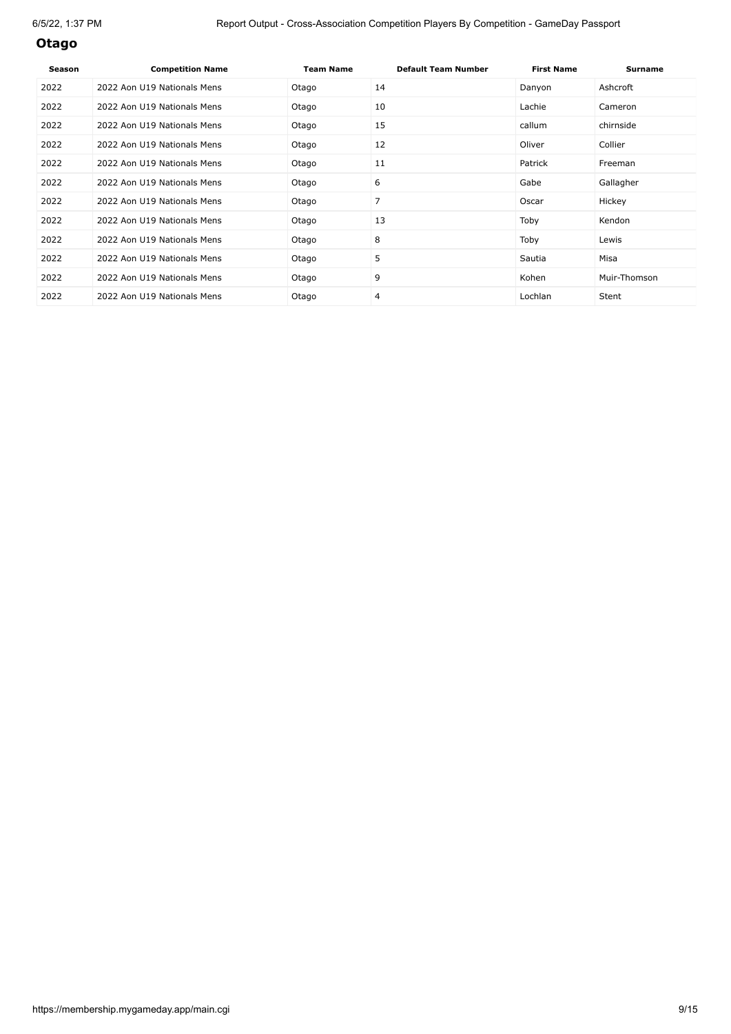## Otago

| Season | Competition Name | Team Name | Default Team Number | First Name | Surname |
|---|---|---|---|---|---|
| 2022 | 2022 Aon U19 Nationals Mens | Otago | 14 | Danyon | Ashcroft |
| 2022 | 2022 Aon U19 Nationals Mens | Otago | 10 | Lachie | Cameron |
| 2022 | 2022 Aon U19 Nationals Mens | Otago | 15 | callum | chirnside |
| 2022 | 2022 Aon U19 Nationals Mens | Otago | 12 | Oliver | Collier |
| 2022 | 2022 Aon U19 Nationals Mens | Otago | 11 | Patrick | Freeman |
| 2022 | 2022 Aon U19 Nationals Mens | Otago | 6 | Gabe | Gallagher |
| 2022 | 2022 Aon U19 Nationals Mens | Otago | 7 | Oscar | Hickey |
| 2022 | 2022 Aon U19 Nationals Mens | Otago | 13 | Toby | Kendon |
| 2022 | 2022 Aon U19 Nationals Mens | Otago | 8 | Toby | Lewis |
| 2022 | 2022 Aon U19 Nationals Mens | Otago | 5 | Sautia | Misa |
| 2022 | 2022 Aon U19 Nationals Mens | Otago | 9 | Kohen | Muir-Thomson |
| 2022 | 2022 Aon U19 Nationals Mens | Otago | 4 | Lochlan | Stent |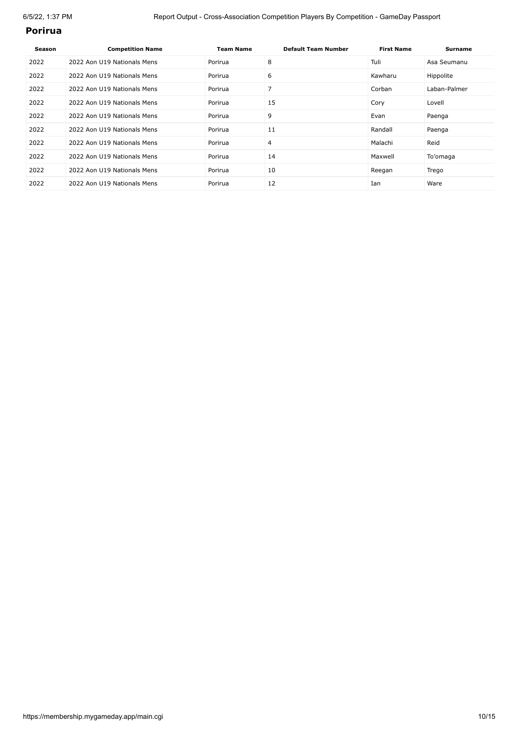## Porirua

| Season | Competition Name | Team Name | Default Team Number | First Name | Surname |
|---|---|---|---|---|---|
| 2022 | 2022 Aon U19 Nationals Mens | Porirua | 8 | Tuli | Asa Seumanu |
| 2022 | 2022 Aon U19 Nationals Mens | Porirua | 6 | Kawharu | Hippolite |
| 2022 | 2022 Aon U19 Nationals Mens | Porirua | 7 | Corban | Laban-Palmer |
| 2022 | 2022 Aon U19 Nationals Mens | Porirua | 15 | Cory | Lovell |
| 2022 | 2022 Aon U19 Nationals Mens | Porirua | 9 | Evan | Paenga |
| 2022 | 2022 Aon U19 Nationals Mens | Porirua | 11 | Randall | Paenga |
| 2022 | 2022 Aon U19 Nationals Mens | Porirua | 4 | Malachi | Reid |
| 2022 | 2022 Aon U19 Nationals Mens | Porirua | 14 | Maxwell | To'omaga |
| 2022 | 2022 Aon U19 Nationals Mens | Porirua | 10 | Reegan | Trego |
| 2022 | 2022 Aon U19 Nationals Mens | Porirua | 12 | Ian | Ware |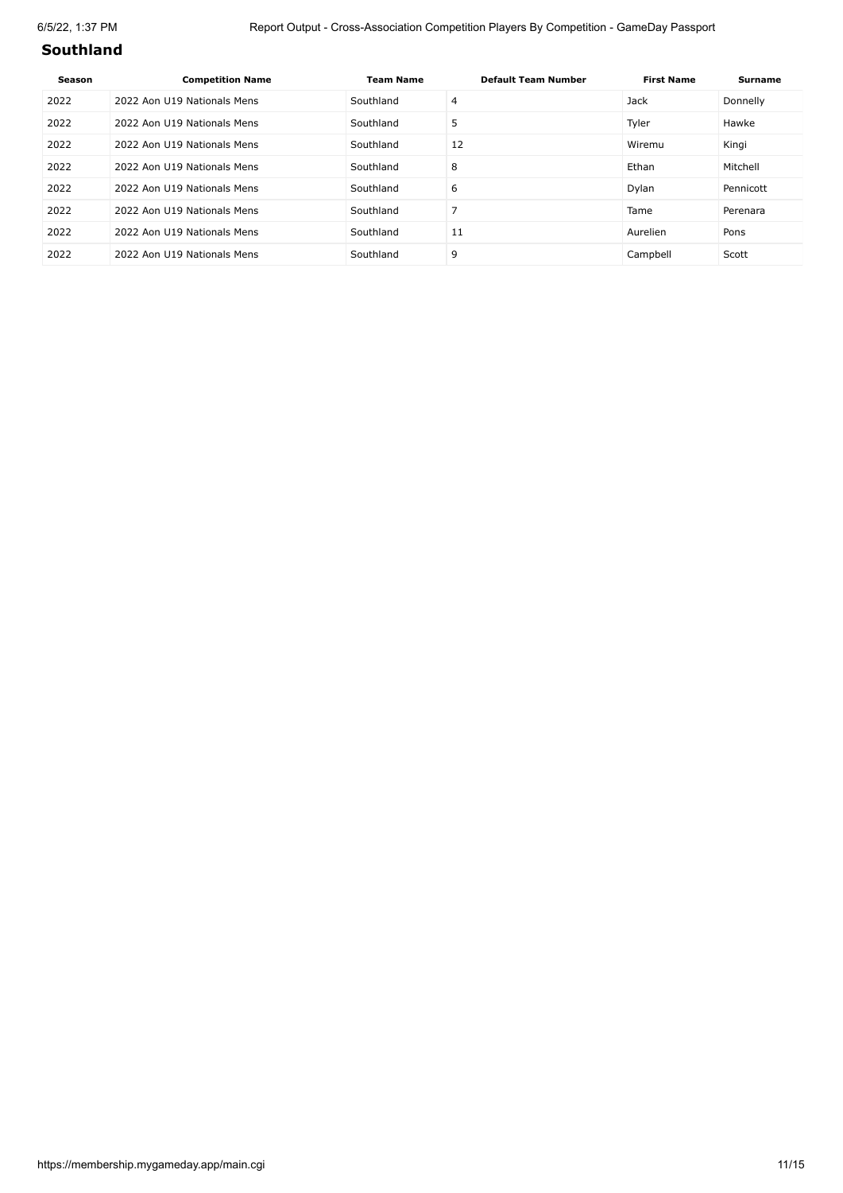## Southland

| Season | Competition Name | Team Name | Default Team Number | First Name | Surname |
|---|---|---|---|---|---|
| 2022 | 2022 Aon U19 Nationals Mens | Southland | 4 | Jack | Donnelly |
| 2022 | 2022 Aon U19 Nationals Mens | Southland | 5 | Tyler | Hawke |
| 2022 | 2022 Aon U19 Nationals Mens | Southland | 12 | Wiremu | Kingi |
| 2022 | 2022 Aon U19 Nationals Mens | Southland | 8 | Ethan | Mitchell |
| 2022 | 2022 Aon U19 Nationals Mens | Southland | 6 | Dylan | Pennicott |
| 2022 | 2022 Aon U19 Nationals Mens | Southland | 7 | Tame | Perenara |
| 2022 | 2022 Aon U19 Nationals Mens | Southland | 11 | Aurelien | Pons |
| 2022 | 2022 Aon U19 Nationals Mens | Southland | 9 | Campbell | Scott |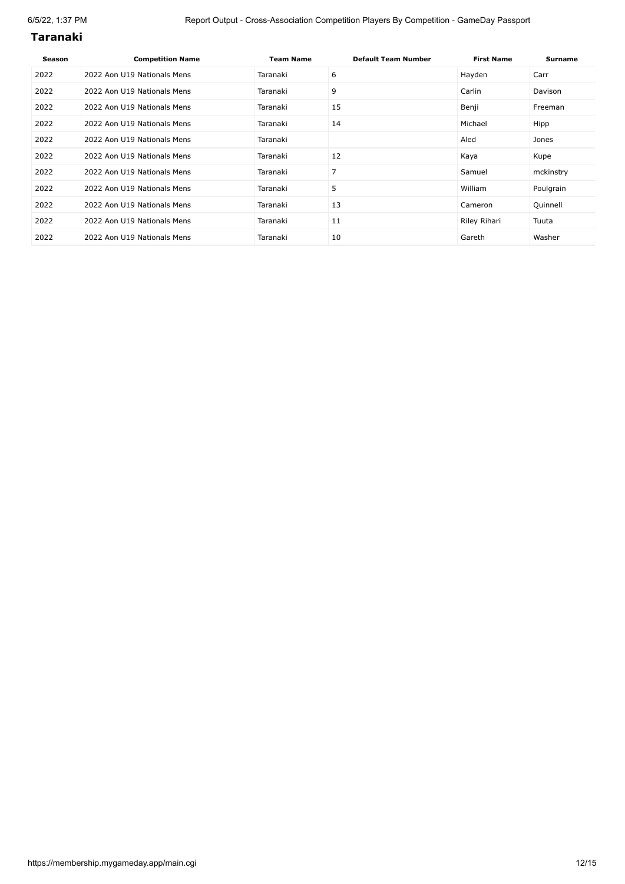## Taranaki

| Season | Competition Name | Team Name | Default Team Number | First Name | Surname |
|---|---|---|---|---|---|
| 2022 | 2022 Aon U19 Nationals Mens | Taranaki | 6 | Hayden | Carr |
| 2022 | 2022 Aon U19 Nationals Mens | Taranaki | 9 | Carlin | Davison |
| 2022 | 2022 Aon U19 Nationals Mens | Taranaki | 15 | Benji | Freeman |
| 2022 | 2022 Aon U19 Nationals Mens | Taranaki | 14 | Michael | Hipp |
| 2022 | 2022 Aon U19 Nationals Mens | Taranaki | | Aled | Jones |
| 2022 | 2022 Aon U19 Nationals Mens | Taranaki | 12 | Kaya | Kupe |
| 2022 | 2022 Aon U19 Nationals Mens | Taranaki | 7 | Samuel | mckinstry |
| 2022 | 2022 Aon U19 Nationals Mens | Taranaki | 5 | William | Poulgrain |
| 2022 | 2022 Aon U19 Nationals Mens | Taranaki | 13 | Cameron | Quinnell |
| 2022 | 2022 Aon U19 Nationals Mens | Taranaki | 11 | Riley Rihari | Tuuta |
| 2022 | 2022 Aon U19 Nationals Mens | Taranaki | 10 | Gareth | Washer |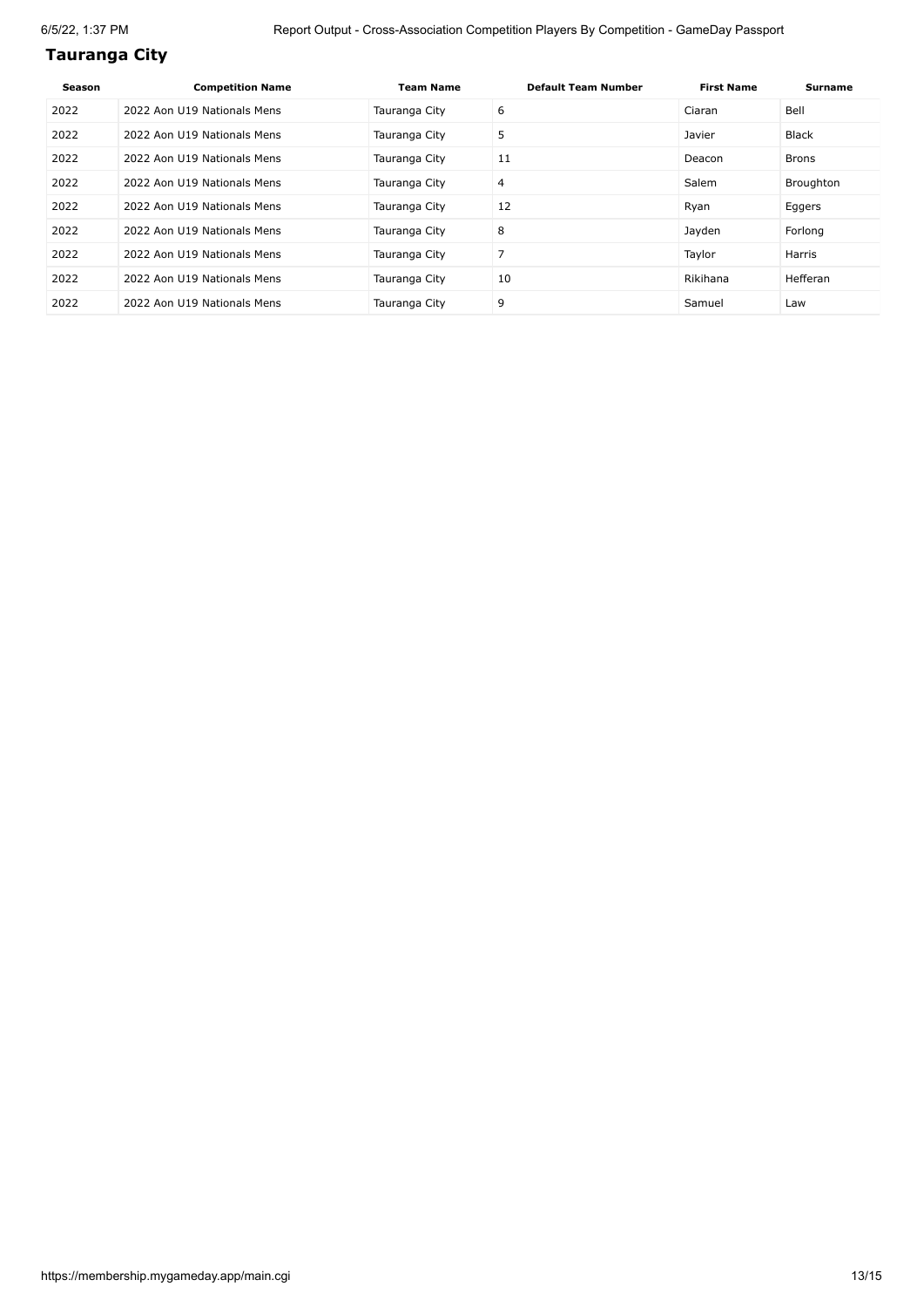## Tauranga City

| Season | Competition Name | Team Name | Default Team Number | First Name | Surname |
|---|---|---|---|---|---|
| 2022 | 2022 Aon U19 Nationals Mens | Tauranga City | 6 | Ciaran | Bell |
| 2022 | 2022 Aon U19 Nationals Mens | Tauranga City | 5 | Javier | Black |
| 2022 | 2022 Aon U19 Nationals Mens | Tauranga City | 11 | Deacon | Brons |
| 2022 | 2022 Aon U19 Nationals Mens | Tauranga City | 4 | Salem | Broughton |
| 2022 | 2022 Aon U19 Nationals Mens | Tauranga City | 12 | Ryan | Eggers |
| 2022 | 2022 Aon U19 Nationals Mens | Tauranga City | 8 | Jayden | Forlong |
| 2022 | 2022 Aon U19 Nationals Mens | Tauranga City | 7 | Taylor | Harris |
| 2022 | 2022 Aon U19 Nationals Mens | Tauranga City | 10 | Rikihana | Hefferan |
| 2022 | 2022 Aon U19 Nationals Mens | Tauranga City | 9 | Samuel | Law |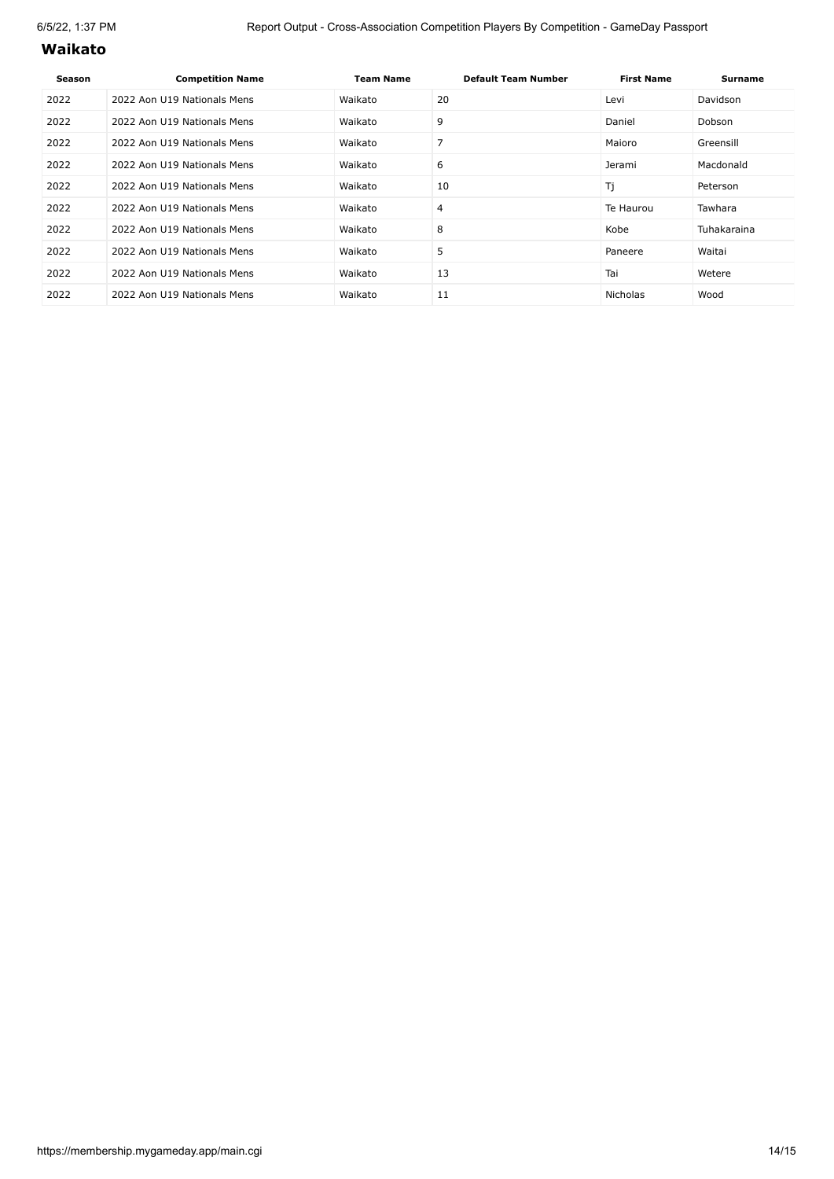## Waikato

| Season | Competition Name | Team Name | Default Team Number | First Name | Surname |
|---|---|---|---|---|---|
| 2022 | 2022 Aon U19 Nationals Mens | Waikato | 20 | Levi | Davidson |
| 2022 | 2022 Aon U19 Nationals Mens | Waikato | 9 | Daniel | Dobson |
| 2022 | 2022 Aon U19 Nationals Mens | Waikato | 7 | Maioro | Greensill |
| 2022 | 2022 Aon U19 Nationals Mens | Waikato | 6 | Jerami | Macdonald |
| 2022 | 2022 Aon U19 Nationals Mens | Waikato | 10 | Tj | Peterson |
| 2022 | 2022 Aon U19 Nationals Mens | Waikato | 4 | Te Haurou | Tawhara |
| 2022 | 2022 Aon U19 Nationals Mens | Waikato | 8 | Kobe | Tuhakaraina |
| 2022 | 2022 Aon U19 Nationals Mens | Waikato | 5 | Paneere | Waitai |
| 2022 | 2022 Aon U19 Nationals Mens | Waikato | 13 | Tai | Wetere |
| 2022 | 2022 Aon U19 Nationals Mens | Waikato | 11 | Nicholas | Wood |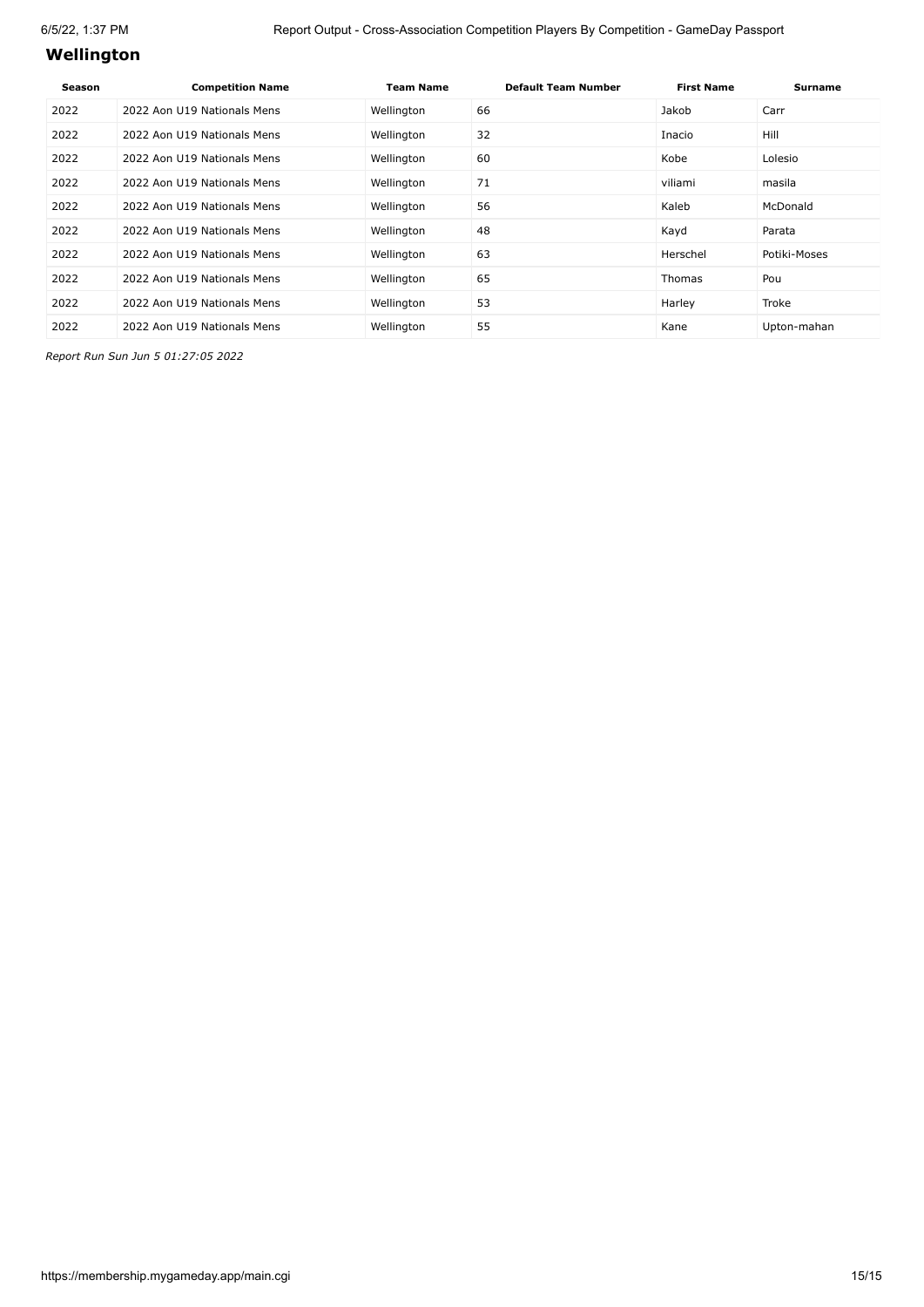## Wellington

| Season | Competition Name | Team Name | Default Team Number | First Name | Surname |
|---|---|---|---|---|---|
| 2022 | 2022 Aon U19 Nationals Mens | Wellington | 66 | Jakob | Carr |
| 2022 | 2022 Aon U19 Nationals Mens | Wellington | 32 | Inacio | Hill |
| 2022 | 2022 Aon U19 Nationals Mens | Wellington | 60 | Kobe | Lolesio |
| 2022 | 2022 Aon U19 Nationals Mens | Wellington | 71 | viliami | masila |
| 2022 | 2022 Aon U19 Nationals Mens | Wellington | 56 | Kaleb | McDonald |
| 2022 | 2022 Aon U19 Nationals Mens | Wellington | 48 | Kayd | Parata |
| 2022 | 2022 Aon U19 Nationals Mens | Wellington | 63 | Herschel | Potiki-Moses |
| 2022 | 2022 Aon U19 Nationals Mens | Wellington | 65 | Thomas | Pou |
| 2022 | 2022 Aon U19 Nationals Mens | Wellington | 53 | Harley | Troke |
| 2022 | 2022 Aon U19 Nationals Mens | Wellington | 55 | Kane | Upton-mahan |

*Report Run Sun Jun 5 01:27:05 2022*